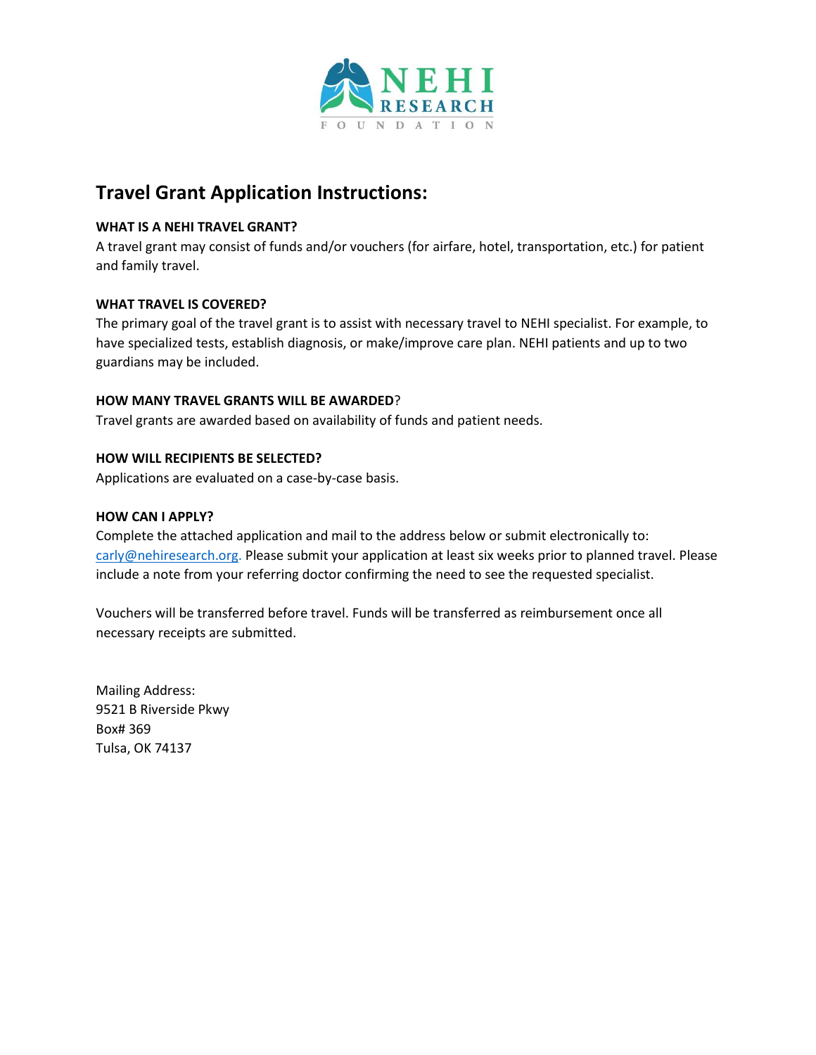NEHI RESEARCH FOUNDATION

# Travel Grant Application Instructions:

**WHAT IS A NEHI TRAVEL GRANT?**

A travel grant may consist of funds and/or vouchers (for airfare, hotel, transportation, etc.) for patient and family travel.

**WHAT TRAVEL IS COVERED?**

The primary goal of the travel grant is to assist with necessary travel to NEHI specialist. For example, to have specialized tests, establish diagnosis, or make/improve care plan. NEHI patients and up to two guardians may be included.

**HOW MANY TRAVEL GRANTS WILL BE AWARDED**?

Travel grants are awarded based on availability of funds and patient needs.

**HOW WILL RECIPIENTS BE SELECTED?**

Applications are evaluated on a case-by-case basis.

**HOW CAN I APPLY?**

Complete the attached application and mail to the address below or submit electronically to: carly@nehiresearch.org. Please submit your application at least six weeks prior to planned travel. Please include a note from your referring doctor confirming the need to see the requested specialist.

Vouchers will be transferred before travel. Funds will be transferred as reimbursement once all necessary receipts are submitted.

Mailing Address:
9521 B Riverside Pkwy
Box# 369
Tulsa, OK 74137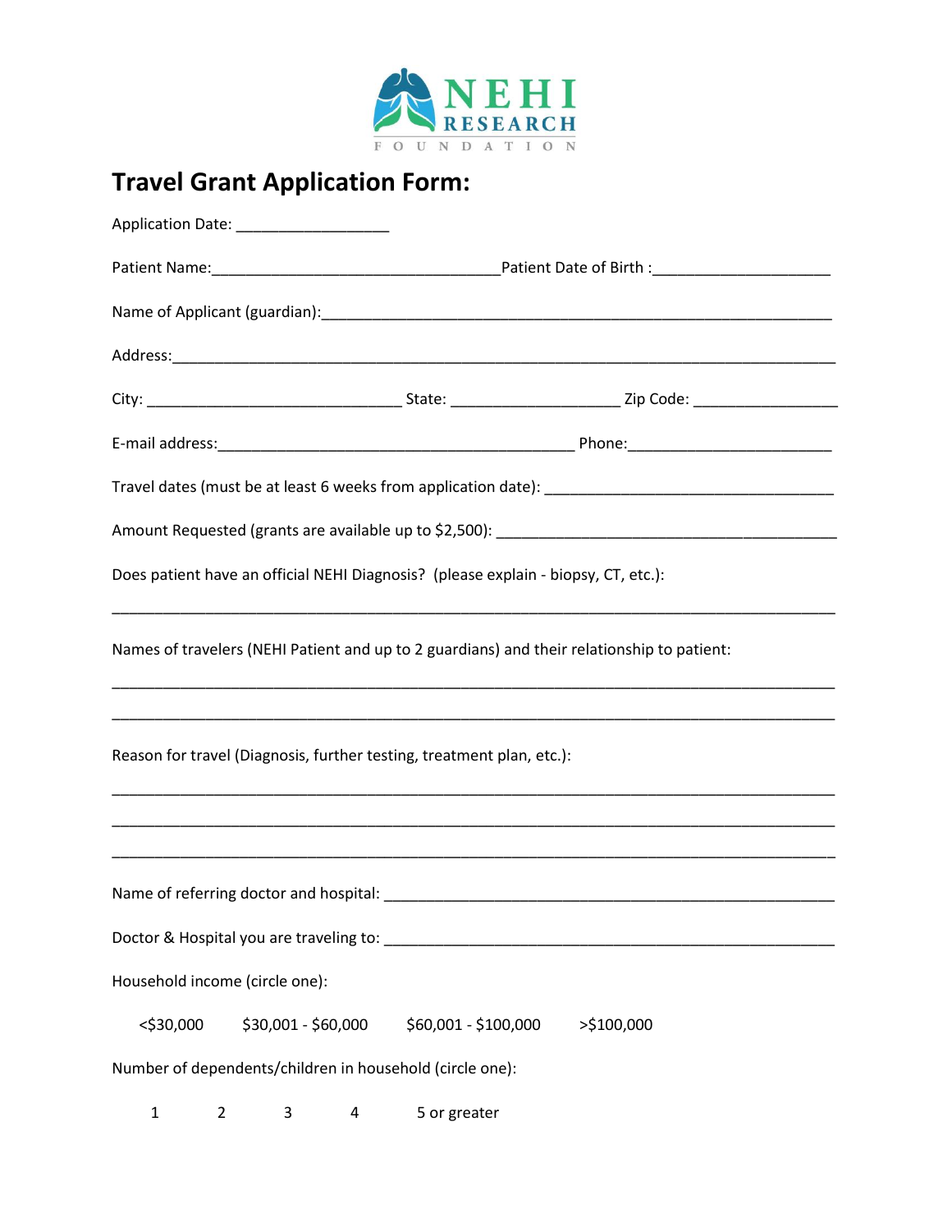NEHI RESEARCH FOUNDATION

# Travel Grant Application Form:

Application Date: _________________

Patient Name:________________________________Patient Date of Birth :____________________

Name of Applicant (guardian):_________________________________________________________

Address:__________________________________________________________________________

City: ____________________________ State: ___________________ Zip Code: ________________

E-mail address:________________________________________ Phone:______________________

Travel dates (must be at least 6 weeks from application date): ________________________________

Amount Requested (grants are available up to $2,500): _____________________________________

Does patient have an official NEHI Diagnosis? (please explain - biopsy, CT, etc.):

_________________________________________________________________________________

Names of travelers (NEHI Patient and up to 2 guardians) and their relationship to patient:

_________________________________________________________________________________

_________________________________________________________________________________

Reason for travel (Diagnosis, further testing, treatment plan, etc.):

_________________________________________________________________________________

_________________________________________________________________________________

_________________________________________________________________________________

Name of referring doctor and hospital: __________________________________________________

Doctor & Hospital you are traveling to: _________________________________________________

Household income (circle one):

<$30,000 $30,001 - $60,000 $60,001 - $100,000 >$100,000

Number of dependents/children in household (circle one):

1 2 3 4 5 or greater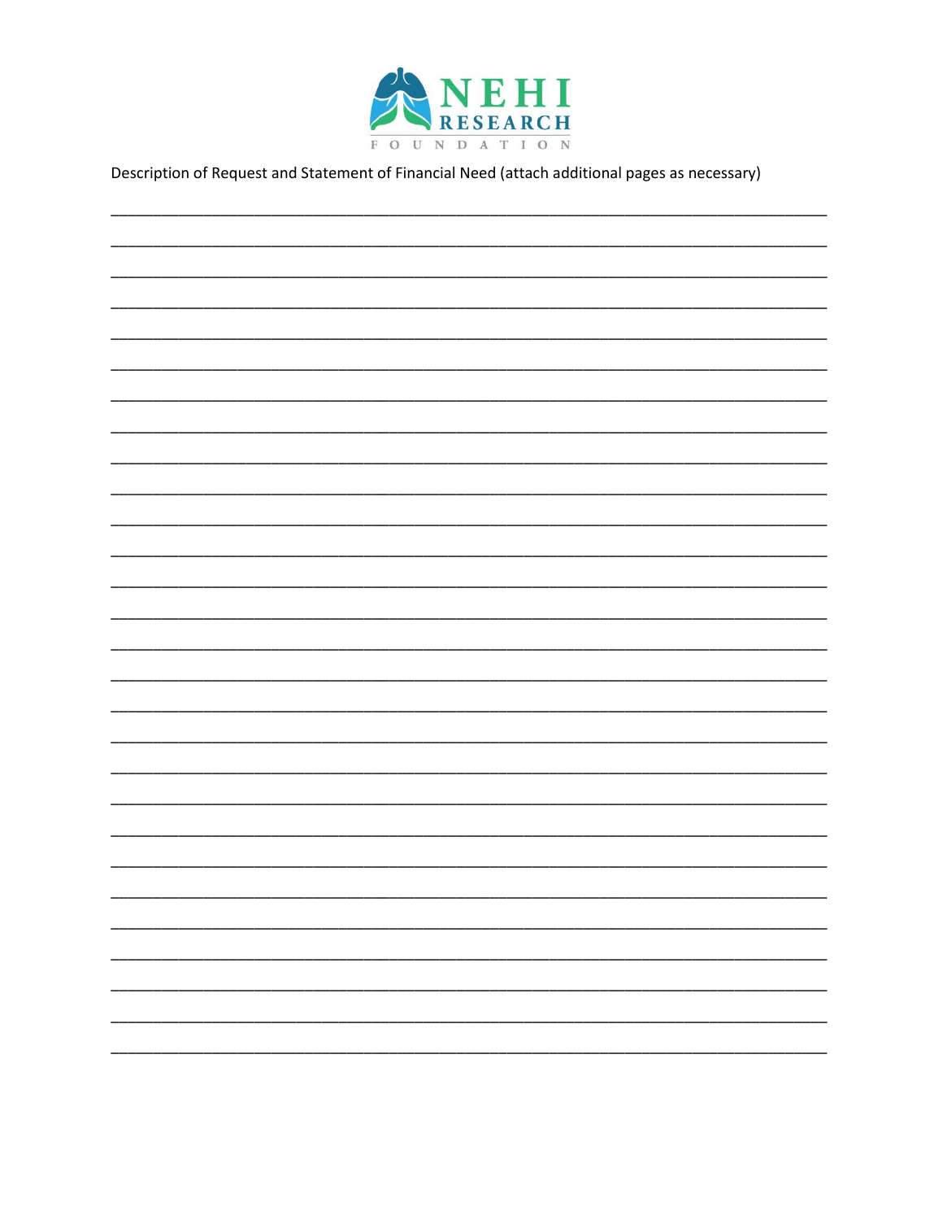Description of Request and Statement of Financial Need (attach additional pages as necessary)

\_\_\_\_\_\_\_\_\_\_\_\_\_\_\_\_\_\_\_\_\_\_\_\_\_\_\_\_\_\_\_\_\_\_\_\_\_\_\_\_\_\_\_\_\_\_\_\_\_\_\_\_\_\_\_\_\_\_\_\_\_\_\_\_\_\_\_\_\_\_\_\_\_\_\_\_\_\_\_\_

\_\_\_\_\_\_\_\_\_\_\_\_\_\_\_\_\_\_\_\_\_\_\_\_\_\_\_\_\_\_\_\_\_\_\_\_\_\_\_\_\_\_\_\_\_\_\_\_\_\_\_\_\_\_\_\_\_\_\_\_\_\_\_\_\_\_\_\_\_\_\_\_\_\_\_\_\_\_\_\_

\_\_\_\_\_\_\_\_\_\_\_\_\_\_\_\_\_\_\_\_\_\_\_\_\_\_\_\_\_\_\_\_\_\_\_\_\_\_\_\_\_\_\_\_\_\_\_\_\_\_\_\_\_\_\_\_\_\_\_\_\_\_\_\_\_\_\_\_\_\_\_\_\_\_\_\_\_\_\_\_

\_\_\_\_\_\_\_\_\_\_\_\_\_\_\_\_\_\_\_\_\_\_\_\_\_\_\_\_\_\_\_\_\_\_\_\_\_\_\_\_\_\_\_\_\_\_\_\_\_\_\_\_\_\_\_\_\_\_\_\_\_\_\_\_\_\_\_\_\_\_\_\_\_\_\_\_\_\_\_\_

\_\_\_\_\_\_\_\_\_\_\_\_\_\_\_\_\_\_\_\_\_\_\_\_\_\_\_\_\_\_\_\_\_\_\_\_\_\_\_\_\_\_\_\_\_\_\_\_\_\_\_\_\_\_\_\_\_\_\_\_\_\_\_\_\_\_\_\_\_\_\_\_\_\_\_\_\_\_\_\_

\_\_\_\_\_\_\_\_\_\_\_\_\_\_\_\_\_\_\_\_\_\_\_\_\_\_\_\_\_\_\_\_\_\_\_\_\_\_\_\_\_\_\_\_\_\_\_\_\_\_\_\_\_\_\_\_\_\_\_\_\_\_\_\_\_\_\_\_\_\_\_\_\_\_\_\_\_\_\_\_

\_\_\_\_\_\_\_\_\_\_\_\_\_\_\_\_\_\_\_\_\_\_\_\_\_\_\_\_\_\_\_\_\_\_\_\_\_\_\_\_\_\_\_\_\_\_\_\_\_\_\_\_\_\_\_\_\_\_\_\_\_\_\_\_\_\_\_\_\_\_\_\_\_\_\_\_\_\_\_\_

\_\_\_\_\_\_\_\_\_\_\_\_\_\_\_\_\_\_\_\_\_\_\_\_\_\_\_\_\_\_\_\_\_\_\_\_\_\_\_\_\_\_\_\_\_\_\_\_\_\_\_\_\_\_\_\_\_\_\_\_\_\_\_\_\_\_\_\_\_\_\_\_\_\_\_\_\_\_\_\_

\_\_\_\_\_\_\_\_\_\_\_\_\_\_\_\_\_\_\_\_\_\_\_\_\_\_\_\_\_\_\_\_\_\_\_\_\_\_\_\_\_\_\_\_\_\_\_\_\_\_\_\_\_\_\_\_\_\_\_\_\_\_\_\_\_\_\_\_\_\_\_\_\_\_\_\_\_\_\_\_

\_\_\_\_\_\_\_\_\_\_\_\_\_\_\_\_\_\_\_\_\_\_\_\_\_\_\_\_\_\_\_\_\_\_\_\_\_\_\_\_\_\_\_\_\_\_\_\_\_\_\_\_\_\_\_\_\_\_\_\_\_\_\_\_\_\_\_\_\_\_\_\_\_\_\_\_\_\_\_\_

\_\_\_\_\_\_\_\_\_\_\_\_\_\_\_\_\_\_\_\_\_\_\_\_\_\_\_\_\_\_\_\_\_\_\_\_\_\_\_\_\_\_\_\_\_\_\_\_\_\_\_\_\_\_\_\_\_\_\_\_\_\_\_\_\_\_\_\_\_\_\_\_\_\_\_\_\_\_\_\_

\_\_\_\_\_\_\_\_\_\_\_\_\_\_\_\_\_\_\_\_\_\_\_\_\_\_\_\_\_\_\_\_\_\_\_\_\_\_\_\_\_\_\_\_\_\_\_\_\_\_\_\_\_\_\_\_\_\_\_\_\_\_\_\_\_\_\_\_\_\_\_\_\_\_\_\_\_\_\_\_

\_\_\_\_\_\_\_\_\_\_\_\_\_\_\_\_\_\_\_\_\_\_\_\_\_\_\_\_\_\_\_\_\_\_\_\_\_\_\_\_\_\_\_\_\_\_\_\_\_\_\_\_\_\_\_\_\_\_\_\_\_\_\_\_\_\_\_\_\_\_\_\_\_\_\_\_\_\_\_\_

\_\_\_\_\_\_\_\_\_\_\_\_\_\_\_\_\_\_\_\_\_\_\_\_\_\_\_\_\_\_\_\_\_\_\_\_\_\_\_\_\_\_\_\_\_\_\_\_\_\_\_\_\_\_\_\_\_\_\_\_\_\_\_\_\_\_\_\_\_\_\_\_\_\_\_\_\_\_\_\_

\_\_\_\_\_\_\_\_\_\_\_\_\_\_\_\_\_\_\_\_\_\_\_\_\_\_\_\_\_\_\_\_\_\_\_\_\_\_\_\_\_\_\_\_\_\_\_\_\_\_\_\_\_\_\_\_\_\_\_\_\_\_\_\_\_\_\_\_\_\_\_\_\_\_\_\_\_\_\_\_

\_\_\_\_\_\_\_\_\_\_\_\_\_\_\_\_\_\_\_\_\_\_\_\_\_\_\_\_\_\_\_\_\_\_\_\_\_\_\_\_\_\_\_\_\_\_\_\_\_\_\_\_\_\_\_\_\_\_\_\_\_\_\_\_\_\_\_\_\_\_\_\_\_\_\_\_\_\_\_\_

\_\_\_\_\_\_\_\_\_\_\_\_\_\_\_\_\_\_\_\_\_\_\_\_\_\_\_\_\_\_\_\_\_\_\_\_\_\_\_\_\_\_\_\_\_\_\_\_\_\_\_\_\_\_\_\_\_\_\_\_\_\_\_\_\_\_\_\_\_\_\_\_\_\_\_\_\_\_\_\_

\_\_\_\_\_\_\_\_\_\_\_\_\_\_\_\_\_\_\_\_\_\_\_\_\_\_\_\_\_\_\_\_\_\_\_\_\_\_\_\_\_\_\_\_\_\_\_\_\_\_\_\_\_\_\_\_\_\_\_\_\_\_\_\_\_\_\_\_\_\_\_\_\_\_\_\_\_\_\_\_

\_\_\_\_\_\_\_\_\_\_\_\_\_\_\_\_\_\_\_\_\_\_\_\_\_\_\_\_\_\_\_\_\_\_\_\_\_\_\_\_\_\_\_\_\_\_\_\_\_\_\_\_\_\_\_\_\_\_\_\_\_\_\_\_\_\_\_\_\_\_\_\_\_\_\_\_\_\_\_\_

\_\_\_\_\_\_\_\_\_\_\_\_\_\_\_\_\_\_\_\_\_\_\_\_\_\_\_\_\_\_\_\_\_\_\_\_\_\_\_\_\_\_\_\_\_\_\_\_\_\_\_\_\_\_\_\_\_\_\_\_\_\_\_\_\_\_\_\_\_\_\_\_\_\_\_\_\_\_\_\_

\_\_\_\_\_\_\_\_\_\_\_\_\_\_\_\_\_\_\_\_\_\_\_\_\_\_\_\_\_\_\_\_\_\_\_\_\_\_\_\_\_\_\_\_\_\_\_\_\_\_\_\_\_\_\_\_\_\_\_\_\_\_\_\_\_\_\_\_\_\_\_\_\_\_\_\_\_\_\_\_

\_\_\_\_\_\_\_\_\_\_\_\_\_\_\_\_\_\_\_\_\_\_\_\_\_\_\_\_\_\_\_\_\_\_\_\_\_\_\_\_\_\_\_\_\_\_\_\_\_\_\_\_\_\_\_\_\_\_\_\_\_\_\_\_\_\_\_\_\_\_\_\_\_\_\_\_\_\_\_\_

\_\_\_\_\_\_\_\_\_\_\_\_\_\_\_\_\_\_\_\_\_\_\_\_\_\_\_\_\_\_\_\_\_\_\_\_\_\_\_\_\_\_\_\_\_\_\_\_\_\_\_\_\_\_\_\_\_\_\_\_\_\_\_\_\_\_\_\_\_\_\_\_\_\_\_\_\_\_\_\_

\_\_\_\_\_\_\_\_\_\_\_\_\_\_\_\_\_\_\_\_\_\_\_\_\_\_\_\_\_\_\_\_\_\_\_\_\_\_\_\_\_\_\_\_\_\_\_\_\_\_\_\_\_\_\_\_\_\_\_\_\_\_\_\_\_\_\_\_\_\_\_\_\_\_\_\_\_\_\_\_

\_\_\_\_\_\_\_\_\_\_\_\_\_\_\_\_\_\_\_\_\_\_\_\_\_\_\_\_\_\_\_\_\_\_\_\_\_\_\_\_\_\_\_\_\_\_\_\_\_\_\_\_\_\_\_\_\_\_\_\_\_\_\_\_\_\_\_\_\_\_\_\_\_\_\_\_\_\_\_\_

\_\_\_\_\_\_\_\_\_\_\_\_\_\_\_\_\_\_\_\_\_\_\_\_\_\_\_\_\_\_\_\_\_\_\_\_\_\_\_\_\_\_\_\_\_\_\_\_\_\_\_\_\_\_\_\_\_\_\_\_\_\_\_\_\_\_\_\_\_\_\_\_\_\_\_\_\_\_\_\_

\_\_\_\_\_\_\_\_\_\_\_\_\_\_\_\_\_\_\_\_\_\_\_\_\_\_\_\_\_\_\_\_\_\_\_\_\_\_\_\_\_\_\_\_\_\_\_\_\_\_\_\_\_\_\_\_\_\_\_\_\_\_\_\_\_\_\_\_\_\_\_\_\_\_\_\_\_\_\_\_

\_\_\_\_\_\_\_\_\_\_\_\_\_\_\_\_\_\_\_\_\_\_\_\_\_\_\_\_\_\_\_\_\_\_\_\_\_\_\_\_\_\_\_\_\_\_\_\_\_\_\_\_\_\_\_\_\_\_\_\_\_\_\_\_\_\_\_\_\_\_\_\_\_\_\_\_\_\_\_\_